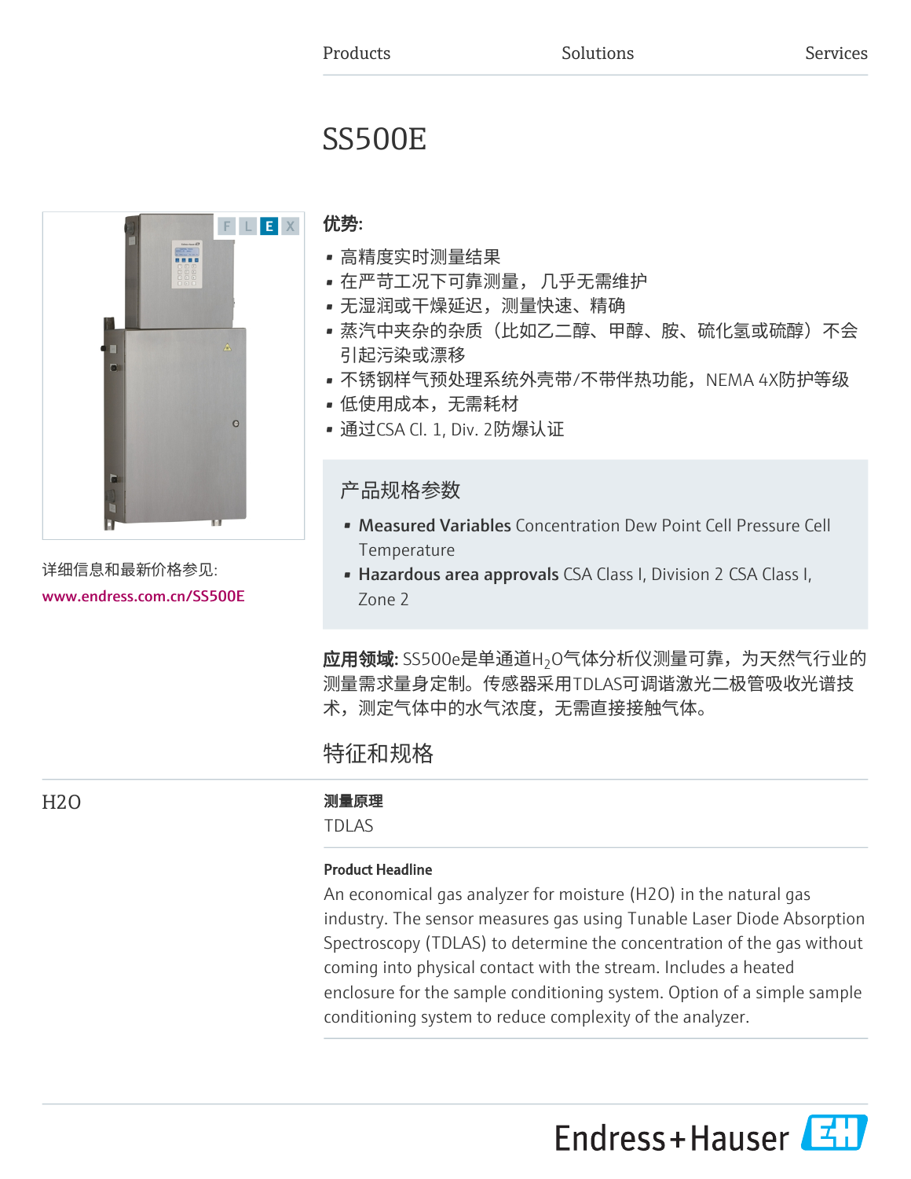Products Solutions Services

# SS500E

F L E X

详细信息和最新价格参见:
www.endress.com.cn/SS500E

**优势:**

- 高精度实时测量结果
- 在严苛工况下可靠测量， 几乎无需维护
- 无湿润或干燥延迟，测量快速、精确
- 蒸汽中夹杂的杂质（比如乙二醇、甲醇、胺、硫化氢或硫醇）不会引起污染或漂移
- 不锈钢样气预处理系统外壳带/不带伴热功能，NEMA 4X防护等级
- 低使用成本，无需耗材
- 通过CSA Cl. 1, Div. 2防爆认证

## 产品规格参数

- **Measured Variables** Concentration Dew Point Cell Pressure Cell Temperature
- **Hazardous area approvals** CSA Class I, Division 2 CSA Class I, Zone 2

**应用领域:** SS500e是单通道$H_2O$气体分析仪测量可靠，为天然气行业的测量需求量身定制。传感器采用TDLAS可调谐激光二极管吸收光谱技术，测定气体中的水气浓度，无需直接接触气体。

## 特征和规格

H2O

**测量原理**

TDLAS

**Product Headline**

An economical gas analyzer for moisture (H2O) in the natural gas industry. The sensor measures gas using Tunable Laser Diode Absorption Spectroscopy (TDLAS) to determine the concentration of the gas without coming into physical contact with the stream. Includes a heated enclosure for the sample conditioning system. Option of a simple sample conditioning system to reduce complexity of the analyzer.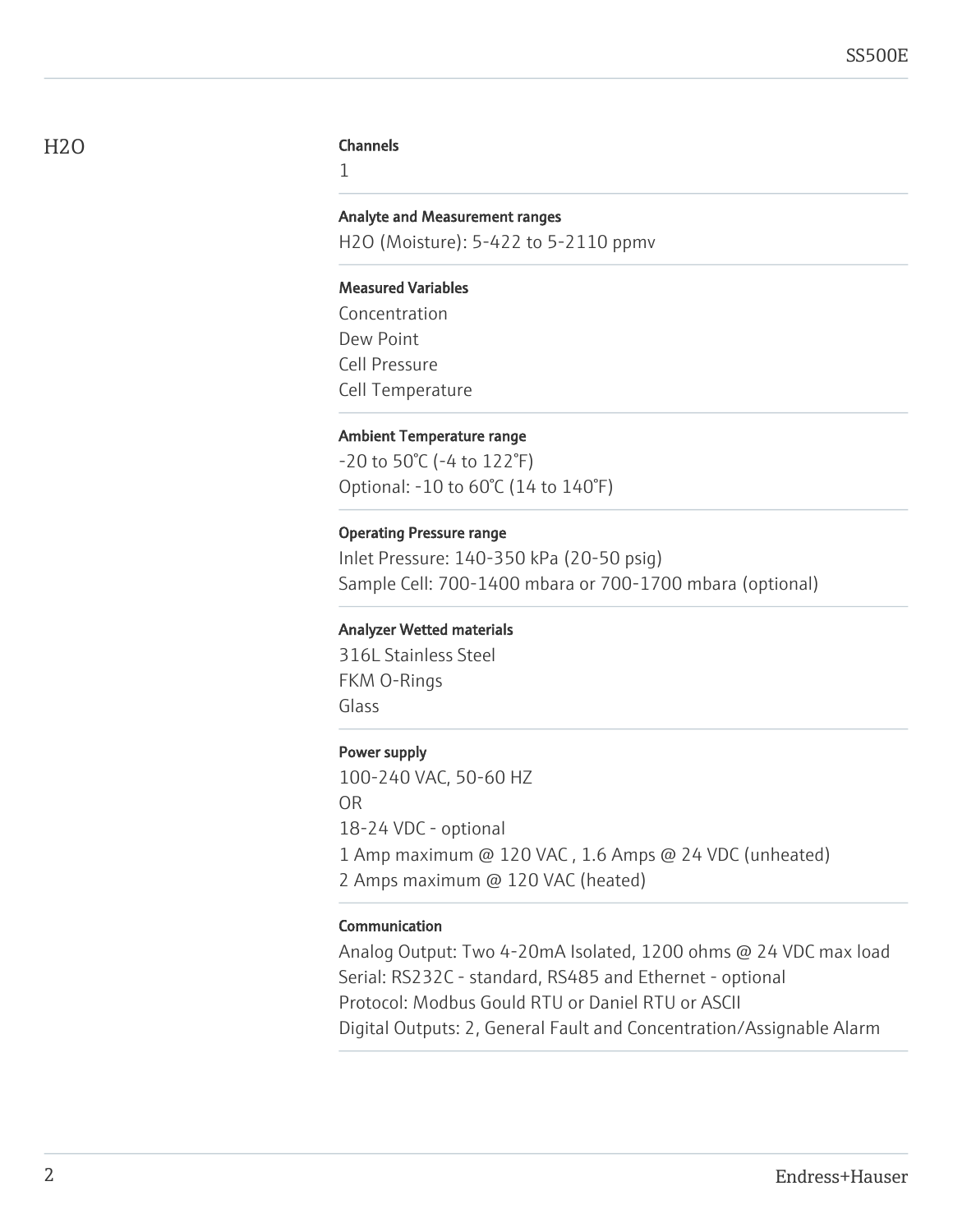## H2O

### Channels

1

### Analyte and Measurement ranges

$H_2O$ (Moisture): 5-422 to 5-2110 ppmv

### Measured Variables

Concentration
Dew Point
Cell Pressure
Cell Temperature

### Ambient Temperature range

-20 to 50°C (-4 to 122°F)
Optional: -10 to 60°C (14 to 140°F)

### Operating Pressure range

Inlet Pressure: 140-350 kPa (20-50 psig)
Sample Cell: 700-1400 mbara or 700-1700 mbara (optional)

### Analyzer Wetted materials

316L Stainless Steel
FKM O-Rings
Glass

### Power supply

100-240 VAC, 50-60 HZ
OR
18-24 VDC - optional
1 Amp maximum @ 120 VAC , 1.6 Amps @ 24 VDC (unheated)
2 Amps maximum @ 120 VAC (heated)

### Communication

Analog Output: Two 4-20mA Isolated, 1200 ohms @ 24 VDC max load
Serial: RS232C - standard, RS485 and Ethernet - optional
Protocol: Modbus Gould RTU or Daniel RTU or ASCII
Digital Outputs: 2, General Fault and Concentration/Assignable Alarm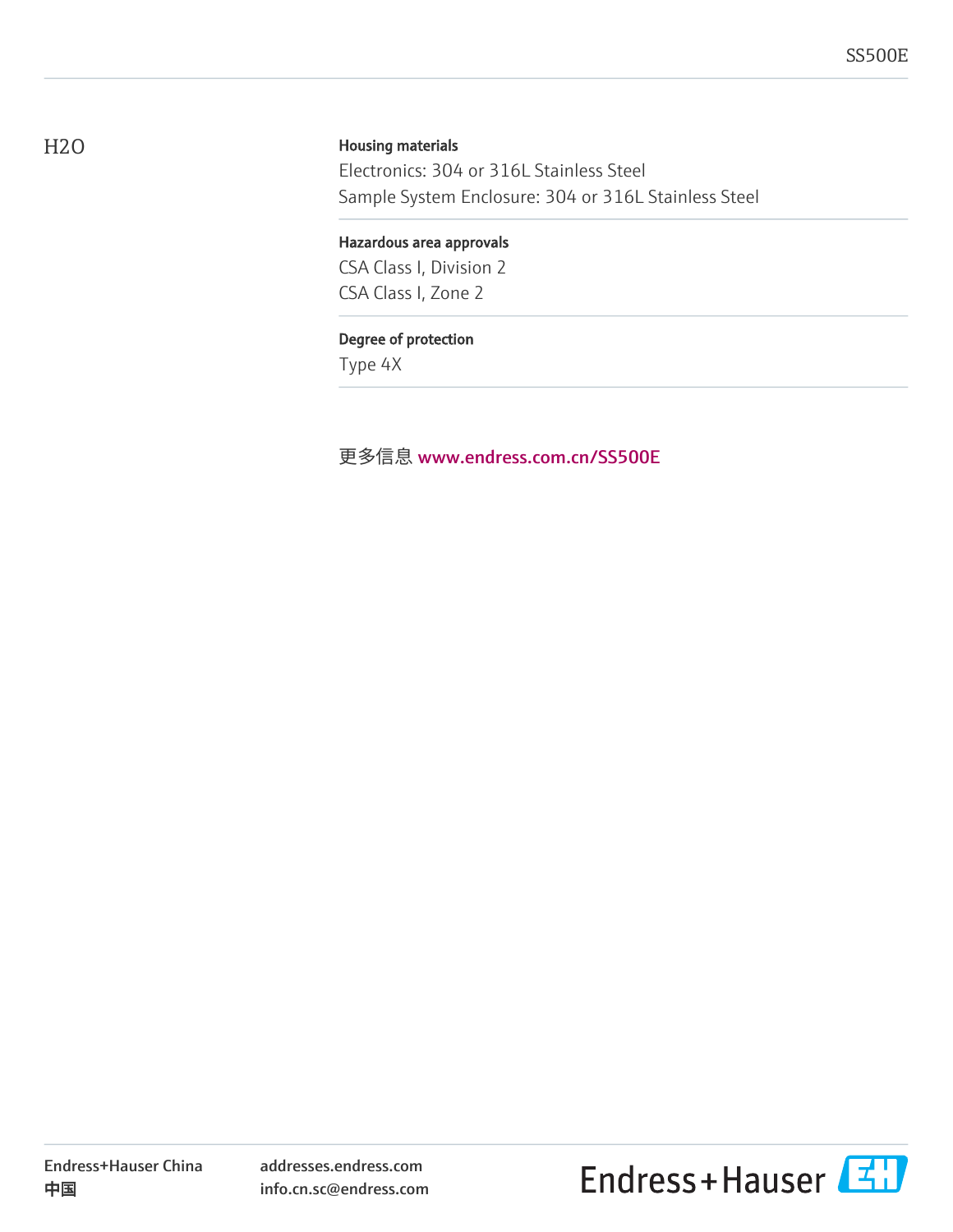H2O

**Housing materials**

Electronics: 304 or 316L Stainless Steel

Sample System Enclosure: 304 or 316L Stainless Steel

**Hazardous area approvals**

CSA Class I, Division 2

CSA Class I, Zone 2

**Degree of protection**

Type 4X

更多信息 www.endress.com.cn/SS500E

Endress+Hauser China
中国

addresses.endress.com
info.cn.sc@endress.com

Endress+Hauser